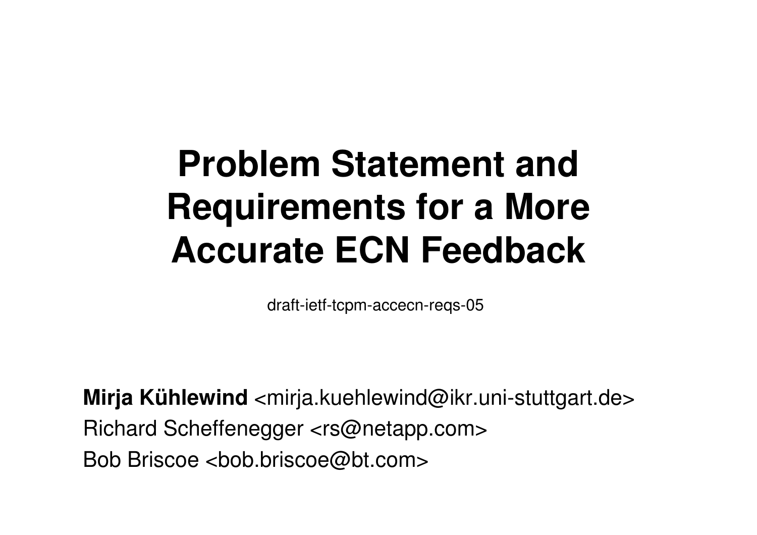# Problem Statement and Requirements for a More Accurate ECN Feedback

draft-ietf-tcpm-accecn-reqs-05

**Mirja Kühlewind** <mirja.kuehlewind@ikr.uni-stuttgart.de>

Richard Scheffenegger <rs@netapp.com>

Bob Briscoe <bob.briscoe@bt.com>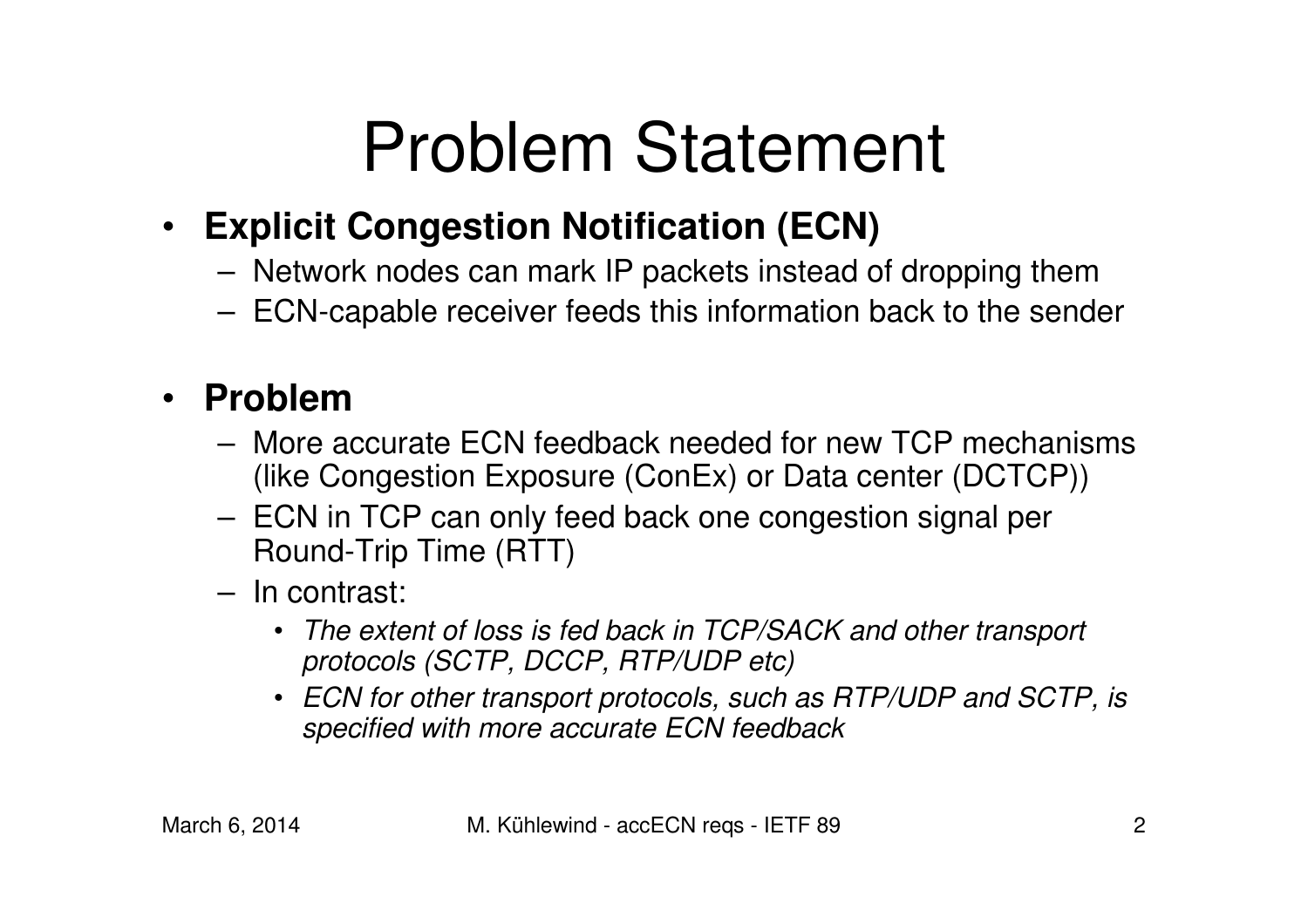# Problem Statement

- **Explicit Congestion Notification (ECN)**
  - Network nodes can mark IP packets instead of dropping them
  - ECN-capable receiver feeds this information back to the sender

- **Problem**
  - More accurate ECN feedback needed for new TCP mechanisms (like Congestion Exposure (ConEx) or Data center (DCTCP))
  - ECN in TCP can only feed back one congestion signal per Round-Trip Time (RTT)
  - In contrast:
    - *The extent of loss is fed back in TCP/SACK and other transport protocols (SCTP, DCCP, RTP/UDP etc)*
    - *ECN for other transport protocols, such as RTP/UDP and SCTP, is specified with more accurate ECN feedback*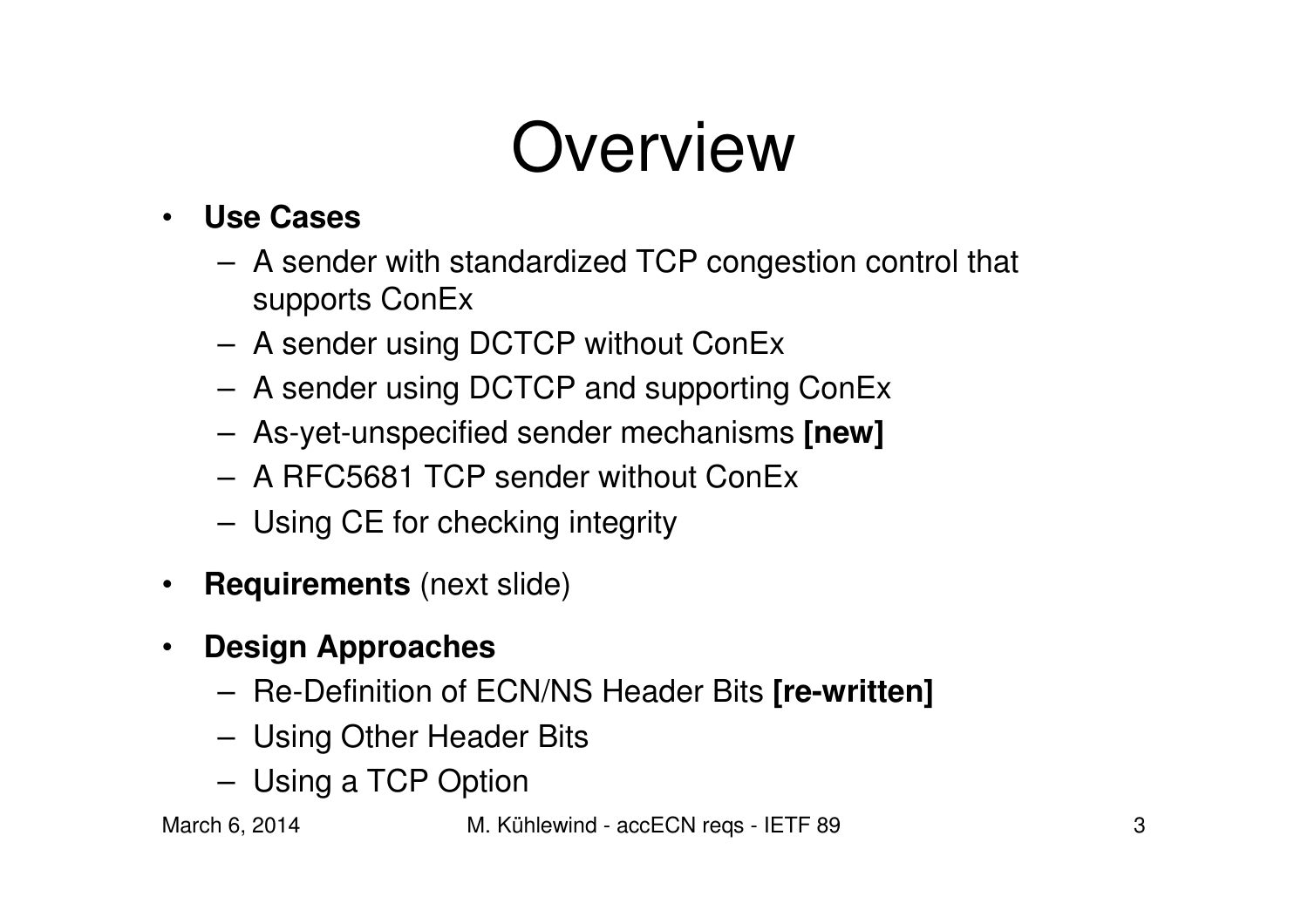# Overview

- **Use Cases**
  - A sender with standardized TCP congestion control that supports ConEx
  - A sender using DCTCP without ConEx
  - A sender using DCTCP and supporting ConEx
  - As-yet-unspecified sender mechanisms **[new]**
  - A RFC5681 TCP sender without ConEx
  - Using CE for checking integrity
- **Requirements** (next slide)
- **Design Approaches**
  - Re-Definition of ECN/NS Header Bits **[re-written]**
  - Using Other Header Bits
  - Using a TCP Option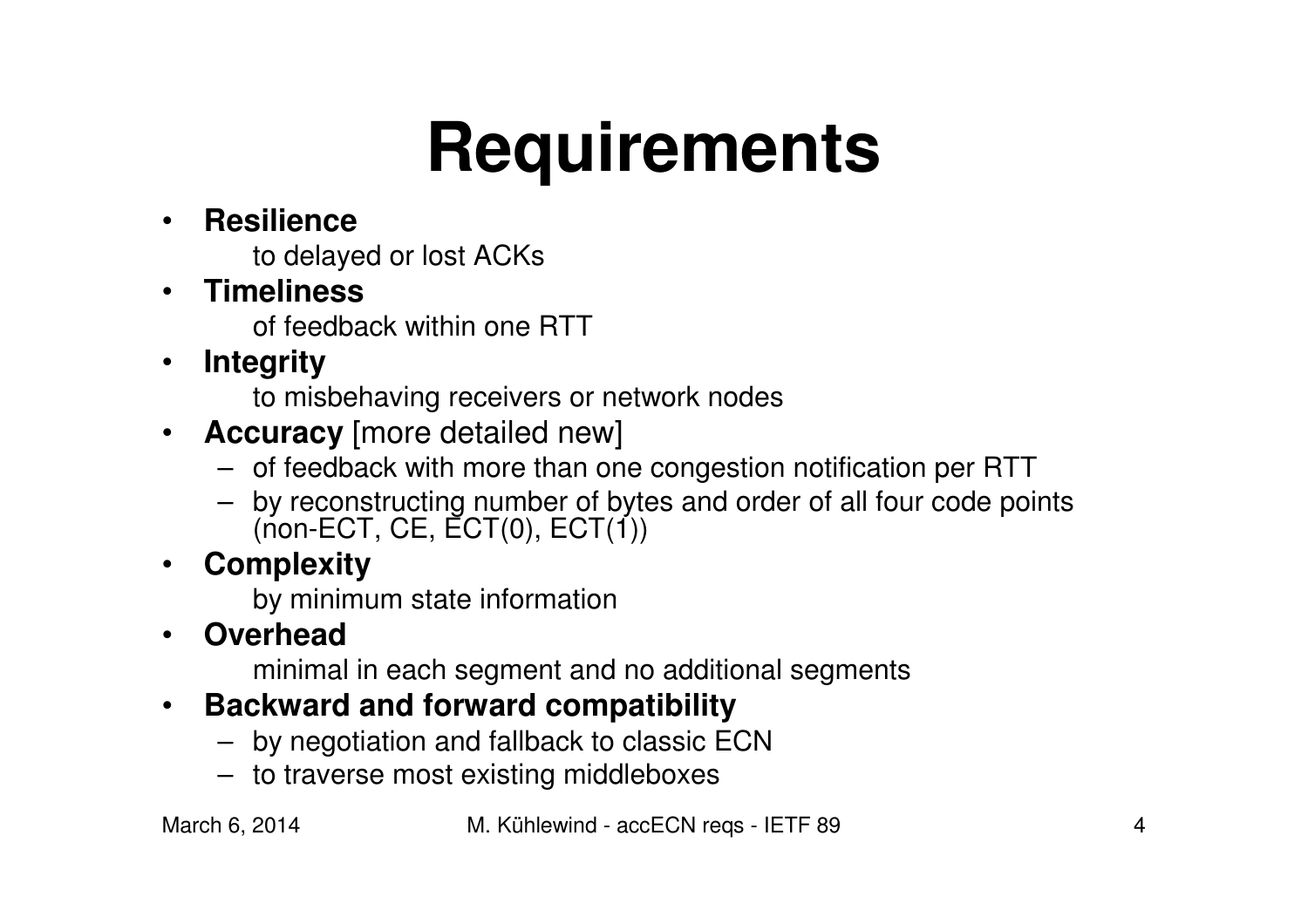# Requirements

- **Resilience**
  
  to delayed or lost ACKs
- **Timeliness**
  
  of feedback within one RTT
- **Integrity**
  
  to misbehaving receivers or network nodes
- **Accuracy** [more detailed new]
  - of feedback with more than one congestion notification per RTT
  - by reconstructing number of bytes and order of all four code points (non-ECT, CE, ECT(0), ECT(1))
- **Complexity**
  
  by minimum state information
- **Overhead**
  
  minimal in each segment and no additional segments
- **Backward and forward compatibility**
  - by negotiation and fallback to classic ECN
  - to traverse most existing middleboxes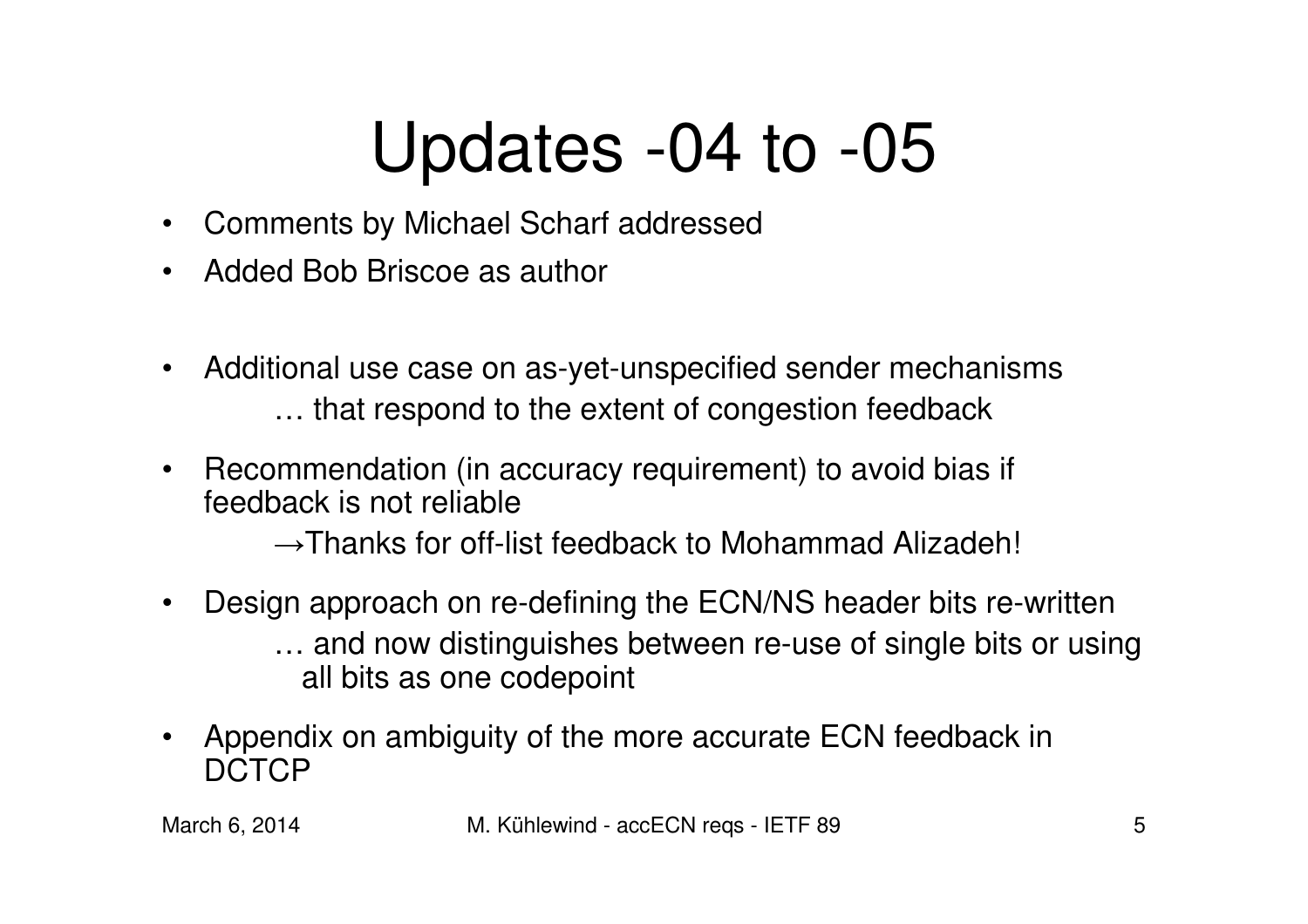# Updates -04 to -05

- Comments by Michael Scharf addressed
- Added Bob Briscoe as author

- Additional use case on as-yet-unspecified sender mechanisms
  … that respond to the extent of congestion feedback
- Recommendation (in accuracy requirement) to avoid bias if feedback is not reliable
  →Thanks for off-list feedback to Mohammad Alizadeh!
- Design approach on re-defining the ECN/NS header bits re-written
  … and now distinguishes between re-use of single bits or using all bits as one codepoint
- Appendix on ambiguity of the more accurate ECN feedback in DCTCP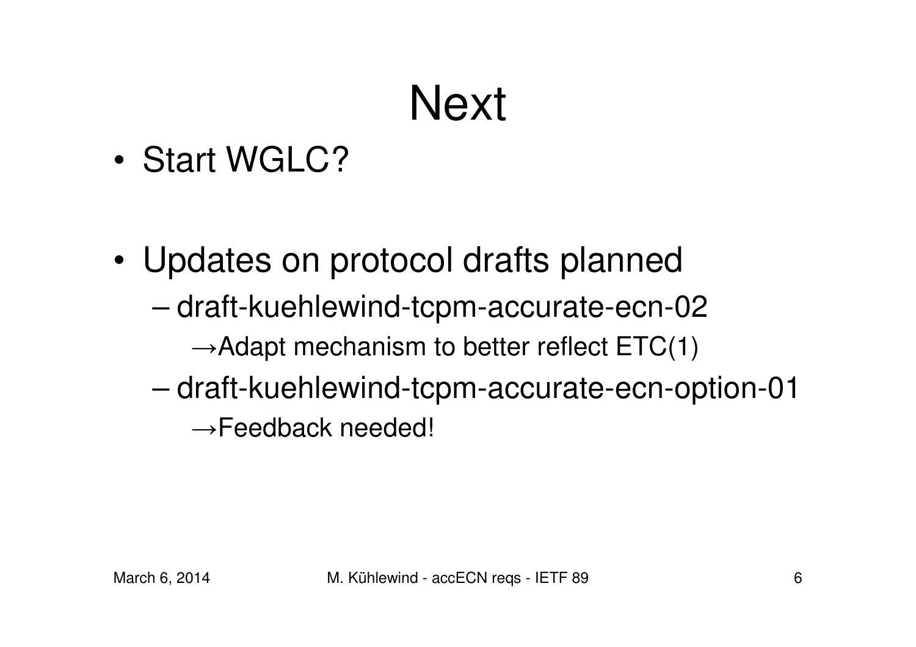# Next

- Start WGLC?

- Updates on protocol drafts planned
  - draft-kuehlewind-tcpm-accurate-ecn-02
    - →Adapt mechanism to better reflect ETC(1)
  - draft-kuehlewind-tcpm-accurate-ecn-option-01
    - →Feedback needed!